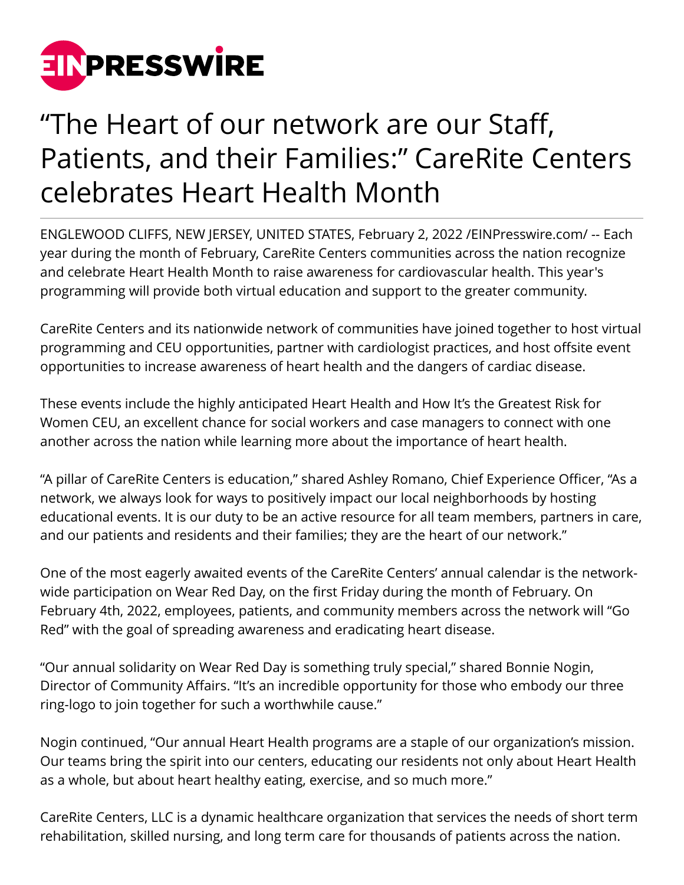# "The Heart of our network are our Staff, Patients, and their Families:" CareRite Centers celebrates Heart Health Month

ENGLEWOOD CLIFFS, NEW JERSEY, UNITED STATES, February 2, 2022 /EINPresswire.com/ -- Each year during the month of February, CareRite Centers communities across the nation recognize and celebrate Heart Health Month to raise awareness for cardiovascular health. This year's programming will provide both virtual education and support to the greater community.

CareRite Centers and its nationwide network of communities have joined together to host virtual programming and CEU opportunities, partner with cardiologist practices, and host offsite event opportunities to increase awareness of heart health and the dangers of cardiac disease.

These events include the highly anticipated Heart Health and How It's the Greatest Risk for Women CEU, an excellent chance for social workers and case managers to connect with one another across the nation while learning more about the importance of heart health.

"A pillar of CareRite Centers is education," shared Ashley Romano, Chief Experience Officer, "As a network, we always look for ways to positively impact our local neighborhoods by hosting educational events. It is our duty to be an active resource for all team members, partners in care, and our patients and residents and their families; they are the heart of our network."

One of the most eagerly awaited events of the CareRite Centers' annual calendar is the network-wide participation on Wear Red Day, on the first Friday during the month of February. On February 4th, 2022, employees, patients, and community members across the network will "Go Red" with the goal of spreading awareness and eradicating heart disease.

"Our annual solidarity on Wear Red Day is something truly special," shared Bonnie Nogin, Director of Community Affairs. "It's an incredible opportunity for those who embody our three ring-logo to join together for such a worthwhile cause."

Nogin continued, "Our annual Heart Health programs are a staple of our organization's mission. Our teams bring the spirit into our centers, educating our residents not only about Heart Health as a whole, but about heart healthy eating, exercise, and so much more."

CareRite Centers, LLC is a dynamic healthcare organization that services the needs of short term rehabilitation, skilled nursing, and long term care for thousands of patients across the nation.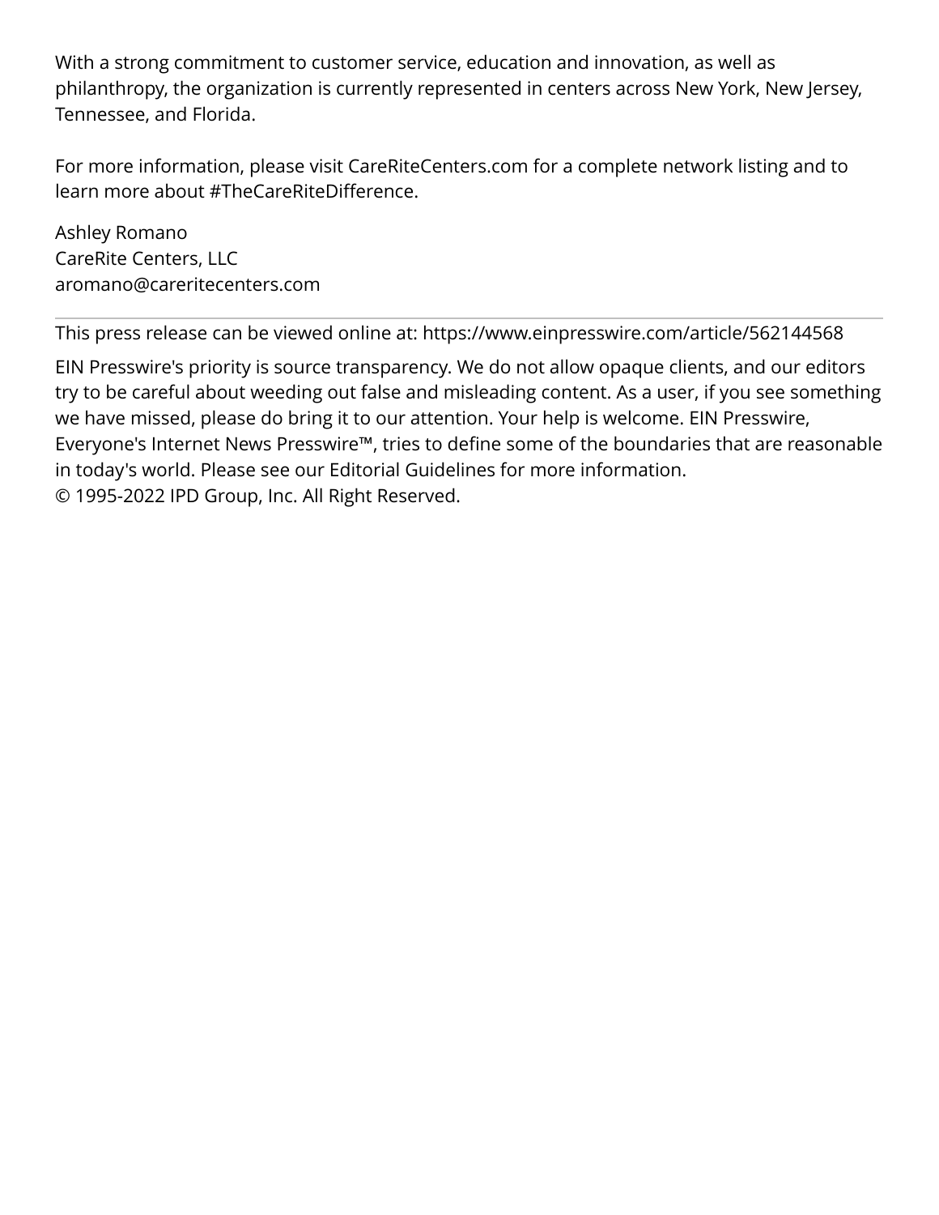With a strong commitment to customer service, education and innovation, as well as philanthropy, the organization is currently represented in centers across New York, New Jersey, Tennessee, and Florida.

For more information, please visit CareRiteCenters.com for a complete network listing and to learn more about #TheCareRiteDifference.

Ashley Romano
CareRite Centers, LLC
aromano@careritecenters.com

---

This press release can be viewed online at: https://www.einpresswire.com/article/562144568

EIN Presswire's priority is source transparency. We do not allow opaque clients, and our editors try to be careful about weeding out false and misleading content. As a user, if you see something we have missed, please do bring it to our attention. Your help is welcome. EIN Presswire, Everyone's Internet News Presswire™, tries to define some of the boundaries that are reasonable in today's world. Please see our Editorial Guidelines for more information.
© 1995-2022 IPD Group, Inc. All Right Reserved.